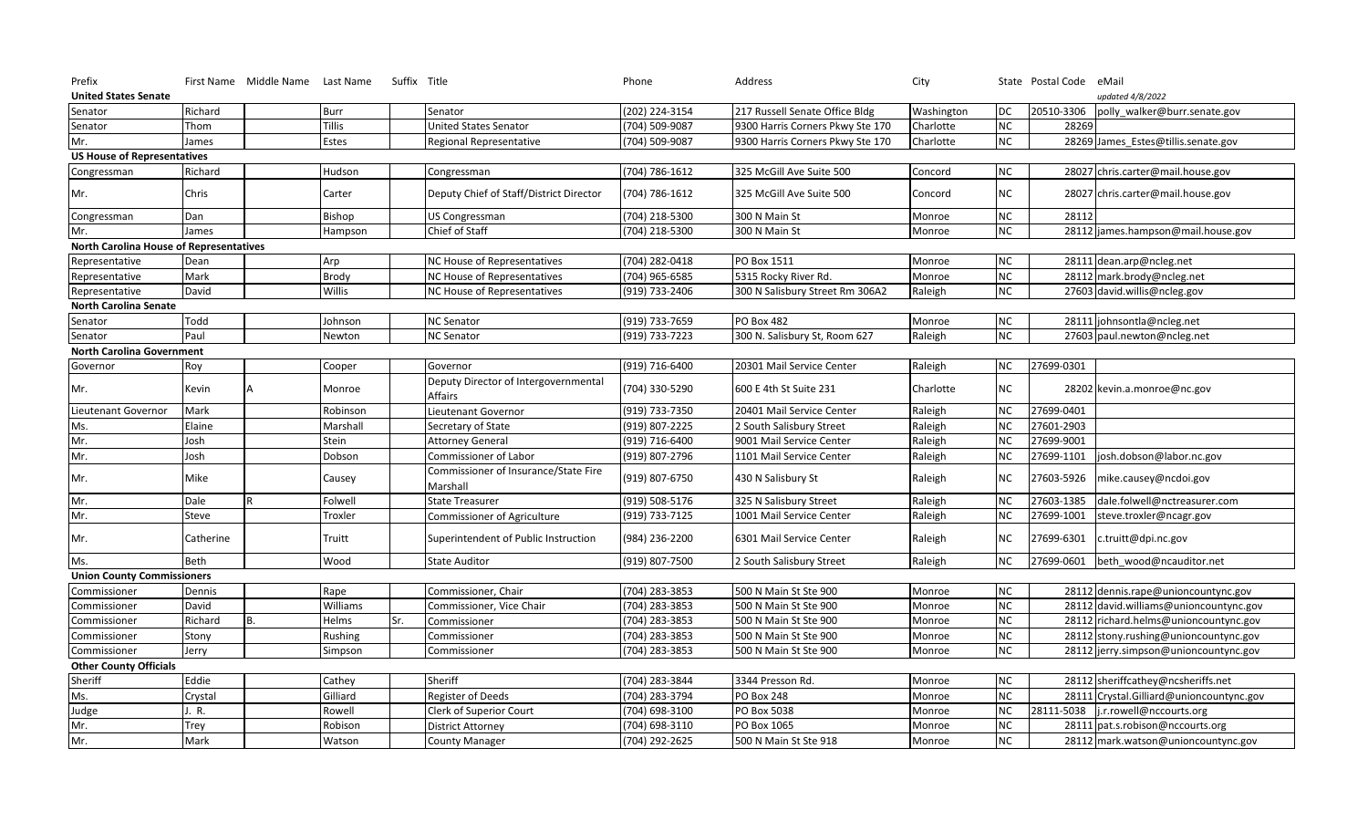| Prefix | First Name | Middle Name | Last Name | Suffix | Title | Phone | Address | City | State | Postal Code | eMail |
|---|---|---|---|---|---|---|---|---|---|---|---|
| **United States Senate** | | | | | | | | | | | *updated 4/8/2022* |
| Senator | Richard | | Burr | | Senator | (202) 224-3154 | 217 Russell Senate Office Bldg | Washington | DC | 20510-3306 | polly_walker@burr.senate.gov |
| Senator | Thom | | Tillis | | United States Senator | (704) 509-9087 | 9300 Harris Corners Pkwy Ste 170 | Charlotte | NC | 28269 | |
| Mr. | James | | Estes | | Regional Representative | (704) 509-9087 | 9300 Harris Corners Pkwy Ste 170 | Charlotte | NC | 28269 | James_Estes@tillis.senate.gov |
| **US House of Representatives** | | | | | | | | | | | |
| Congressman | Richard | | Hudson | | Congressman | (704) 786-1612 | 325 McGill Ave Suite 500 | Concord | NC | 28027 | chris.carter@mail.house.gov |
| Mr. | Chris | | Carter | | Deputy Chief of Staff/District Director | (704) 786-1612 | 325 McGill Ave Suite 500 | Concord | NC | 28027 | chris.carter@mail.house.gov |
| Congressman | Dan | | Bishop | | US Congressman | (704) 218-5300 | 300 N Main St | Monroe | NC | 28112 | |
| Mr. | James | | Hampson | | Chief of Staff | (704) 218-5300 | 300 N Main St | Monroe | NC | 28112 | james.hampson@mail.house.gov |
| **North Carolina House of Representatives** | | | | | | | | | | | |
| Representative | Dean | | Arp | | NC House of Representatives | (704) 282-0418 | PO Box 1511 | Monroe | NC | 28111 | dean.arp@ncleg.net |
| Representative | Mark | | Brody | | NC House of Representatives | (704) 965-6585 | 5315 Rocky River Rd. | Monroe | NC | 28112 | mark.brody@ncleg.net |
| Representative | David | | Willis | | NC House of Representatives | (919) 733-2406 | 300 N Salisbury Street Rm 306A2 | Raleigh | NC | 27603 | david.willis@ncleg.gov |
| **North Carolina Senate** | | | | | | | | | | | |
| Senator | Todd | | Johnson | | NC Senator | (919) 733-7659 | PO Box 482 | Monroe | NC | 28111 | johnsontla@ncleg.net |
| Senator | Paul | | Newton | | NC Senator | (919) 733-7223 | 300 N. Salisbury St, Room 627 | Raleigh | NC | 27603 | paul.newton@ncleg.net |
| **North Carolina Government** | | | | | | | | | | | |
| Governor | Roy | | Cooper | | Governor | (919) 716-6400 | 20301 Mail Service Center | Raleigh | NC | 27699-0301 | |
| Mr. | Kevin | A | Monroe | | Deputy Director of Intergovernmental Affairs | (704) 330-5290 | 600 E 4th St Suite 231 | Charlotte | NC | 28202 | kevin.a.monroe@nc.gov |
| Lieutenant Governor | Mark | | Robinson | | Lieutenant Governor | (919) 733-7350 | 20401 Mail Service Center | Raleigh | NC | 27699-0401 | |
| Ms. | Elaine | | Marshall | | Secretary of State | (919) 807-2225 | 2 South Salisbury Street | Raleigh | NC | 27601-2903 | |
| Mr. | Josh | | Stein | | Attorney General | (919) 716-6400 | 9001 Mail Service Center | Raleigh | NC | 27699-9001 | |
| Mr. | Josh | | Dobson | | Commissioner of Labor | (919) 807-2796 | 1101 Mail Service Center | Raleigh | NC | 27699-1101 | josh.dobson@labor.nc.gov |
| Mr. | Mike | | Causey | | Commissioner of Insurance/State Fire Marshall | (919) 807-6750 | 430 N Salisbury St | Raleigh | NC | 27603-5926 | mike.causey@ncdoi.gov |
| Mr. | Dale | R | Folwell | | State Treasurer | (919) 508-5176 | 325 N Salisbury Street | Raleigh | NC | 27603-1385 | dale.folwell@nctreasurer.com |
| Mr. | Steve | | Troxler | | Commissioner of Agriculture | (919) 733-7125 | 1001 Mail Service Center | Raleigh | NC | 27699-1001 | steve.troxler@ncagr.gov |
| Mr. | Catherine | | Truitt | | Superintendent of Public Instruction | (984) 236-2200 | 6301 Mail Service Center | Raleigh | NC | 27699-6301 | c.truitt@dpi.nc.gov |
| Ms. | Beth | | Wood | | State Auditor | (919) 807-7500 | 2 South Salisbury Street | Raleigh | NC | 27699-0601 | beth_wood@ncauditor.net |
| **Union County Commissioners** | | | | | | | | | | | |
| Commissioner | Dennis | | Rape | | Commissioner, Chair | (704) 283-3853 | 500 N Main St Ste 900 | Monroe | NC | 28112 | dennis.rape@unioncountync.gov |
| Commissioner | David | | Williams | | Commissioner, Vice Chair | (704) 283-3853 | 500 N Main St Ste 900 | Monroe | NC | 28112 | david.williams@unioncountync.gov |
| Commissioner | Richard | B. | Helms | Sr. | Commissioner | (704) 283-3853 | 500 N Main St Ste 900 | Monroe | NC | 28112 | richard.helms@unioncountync.gov |
| Commissioner | Stony | | Rushing | | Commissioner | (704) 283-3853 | 500 N Main St Ste 900 | Monroe | NC | 28112 | stony.rushing@unioncountync.gov |
| Commissioner | Jerry | | Simpson | | Commissioner | (704) 283-3853 | 500 N Main St Ste 900 | Monroe | NC | 28112 | jerry.simpson@unioncountync.gov |
| **Other County Officials** | | | | | | | | | | | |
| Sheriff | Eddie | | Cathey | | Sheriff | (704) 283-3844 | 3344 Presson Rd. | Monroe | NC | 28112 | sheriffcathey@ncsheriffs.net |
| Ms. | Crystal | | Gilliard | | Register of Deeds | (704) 283-3794 | PO Box 248 | Monroe | NC | 28111 | Crystal.Gilliard@unioncountync.gov |
| Judge | J. R. | | Rowell | | Clerk of Superior Court | (704) 698-3100 | PO Box 5038 | Monroe | NC | 28111-5038 | j.r.rowell@nccourts.org |
| Mr. | Trey | | Robison | | District Attorney | (704) 698-3110 | PO Box 1065 | Monroe | NC | 28111 | pat.s.robison@nccourts.org |
| Mr. | Mark | | Watson | | County Manager | (704) 292-2625 | 500 N Main St Ste 918 | Monroe | NC | 28112 | mark.watson@unioncountync.gov |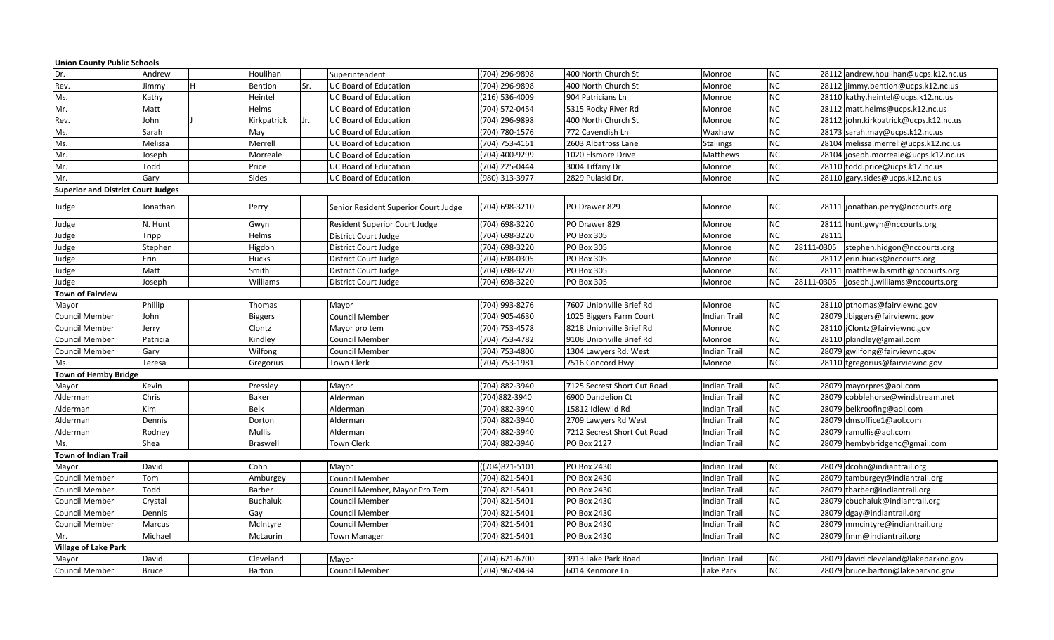**Union County Public Schools**

| | | | | | | | | | | | |
|---|---|---|---|---|---|---|---|---|---|---|---|
| Dr. | Andrew | | Houlihan | | Superintendent | (704) 296-9898 | 400 North Church St | Monroe | NC | 28112 | andrew.houlihan@ucps.k12.nc.us |
| Rev. | Jimmy | H | Bention | Sr. | UC Board of Education | (704) 296-9898 | 400 North Church St | Monroe | NC | 28112 | jimmy.bention@ucps.k12.nc.us |
| Ms. | Kathy | | Heintel | | UC Board of Education | (216) 536-4009 | 904 Patricians Ln | Monroe | NC | 28110 | kathy.heintel@ucps.k12.nc.us |
| Mr. | Matt | | Helms | | UC Board of Education | (704) 572-0454 | 5315 Rocky River Rd | Monroe | NC | 28112 | matt.helms@ucps.k12.nc.us |
| Rev. | John | J | Kirkpatrick | Jr. | UC Board of Education | (704) 296-9898 | 400 North Church St | Monroe | NC | 28112 | john.kirkpatrick@ucps.k12.nc.us |
| Ms. | Sarah | | May | | UC Board of Education | (704) 780-1576 | 772 Cavendish Ln | Waxhaw | NC | 28173 | sarah.may@ucps.k12.nc.us |
| Ms. | Melissa | | Merrell | | UC Board of Education | (704) 753-4161 | 2603 Albatross Lane | Stallings | NC | 28104 | melissa.merrell@ucps.k12.nc.us |
| Mr. | Joseph | | Morreale | | UC Board of Education | (704) 400-9299 | 1020 Elsmore Drive | Matthews | NC | 28104 | joseph.morreale@ucps.k12.nc.us |
| Mr. | Todd | | Price | | UC Board of Education | (704) 225-0444 | 3004 Tiffany Dr | Monroe | NC | 28110 | todd.price@ucps.k12.nc.us |
| Mr. | Gary | | Sides | | UC Board of Education | (980) 313-3977 | 2829 Pulaski Dr. | Monroe | NC | 28110 | gary.sides@ucps.k12.nc.us |
| **Superior and District Court Judges** | | | | | | | | | | | |
| Judge | Jonathan | | Perry | | Senior Resident Superior Court Judge | (704) 698-3210 | PO Drawer 829 | Monroe | NC | 28111 | jonathan.perry@nccourts.org |
| Judge | N. Hunt | | Gwyn | | Resident Superior Court Judge | (704) 698-3220 | PO Drawer 829 | Monroe | NC | 28111 | hunt.gwyn@nccourts.org |
| Judge | Tripp | | Helms | | District Court Judge | (704) 698-3220 | PO Box 305 | Monroe | NC | 28111 | |
| Judge | Stephen | | Higdon | | District Court Judge | (704) 698-3220 | PO Box 305 | Monroe | NC | 28111-0305 | stephen.hidgon@nccourts.org |
| Judge | Erin | | Hucks | | District Court Judge | (704) 698-0305 | PO Box 305 | Monroe | NC | 28112 | erin.hucks@nccourts.org |
| Judge | Matt | | Smith | | District Court Judge | (704) 698-3220 | PO Box 305 | Monroe | NC | 28111 | matthew.b.smith@nccourts.org |
| Judge | Joseph | | Williams | | District Court Judge | (704) 698-3220 | PO Box 305 | Monroe | NC | 28111-0305 | joseph.j.williams@nccourts.org |
| **Town of Fairview** | | | | | | | | | | | |
| Mayor | Phillip | | Thomas | | Mayor | (704) 993-8276 | 7607 Unionville Brief Rd | Monroe | NC | 28110 | pthomas@fairviewnc.gov |
| Council Member | John | | Biggers | | Council Member | (704) 905-4630 | 1025 Biggers Farm Court | Indian Trail | NC | 28079 | Jbiggers@fairviewnc.gov |
| Council Member | Jerry | | Clontz | | Mayor pro tem | (704) 753-4578 | 8218 Unionville Brief Rd | Monroe | NC | 28110 | jClontz@fairviewnc.gov |
| Council Member | Patricia | | Kindley | | Council Member | (704) 753-4782 | 9108 Unionville Brief Rd | Monroe | NC | 28110 | pkindley@gmail.com |
| Council Member | Gary | | Wilfong | | Council Member | (704) 753-4800 | 1304 Lawyers Rd. West | Indian Trail | NC | 28079 | gwilfong@fairviewnc.gov |
| Ms. | Teresa | | Gregorius | | Town Clerk | (704) 753-1981 | 7516 Concord Hwy | Monroe | NC | 28110 | tgregorius@fairviewnc.gov |
| **Town of Hemby Bridge** | | | | | | | | | | | |
| Mayor | Kevin | | Pressley | | Mayor | (704) 882-3940 | 7125 Secrest Short Cut Road | Indian Trail | NC | 28079 | mayorpres@aol.com |
| Alderman | Chris | | Baker | | Alderman | (704)882-3940 | 6900 Dandelion Ct | Indian Trail | NC | 28079 | cobblehorse@windstream.net |
| Alderman | Kim | | Belk | | Alderman | (704) 882-3940 | 15812 Idlewild Rd | Indian Trail | NC | 28079 | belkroofing@aol.com |
| Alderman | Dennis | | Dorton | | Alderman | (704) 882-3940 | 2709 Lawyers Rd West | Indian Trail | NC | 28079 | dmsoffice1@aol.com |
| Alderman | Rodney | | Mullis | | Alderman | (704) 882-3940 | 7212 Secrest Short Cut Road | Indian Trail | NC | 28079 | ramullis@aol.com |
| Ms. | Shea | | Braswell | | Town Clerk | (704) 882-3940 | PO Box 2127 | Indian Trail | NC | 28079 | hembybridgenc@gmail.com |
| **Town of Indian Trail** | | | | | | | | | | | |
| Mayor | David | | Cohn | | Mayor | ((704)821-5101 | PO Box 2430 | Indian Trail | NC | 28079 | dcohn@indiantrail.org |
| Council Member | Tom | | Amburgey | | Council Member | (704) 821-5401 | PO Box 2430 | Indian Trail | NC | 28079 | tamburgey@indiantrail.org |
| Council Member | Todd | | Barber | | Council Member, Mayor Pro Tem | (704) 821-5401 | PO Box 2430 | Indian Trail | NC | 28079 | tbarber@indiantrail.org |
| Council Member | Crystal | | Buchaluk | | Council Member | (704) 821-5401 | PO Box 2430 | Indian Trail | NC | 28079 | cbuchaluk@indiantrail.org |
| Council Member | Dennis | | Gay | | Council Member | (704) 821-5401 | PO Box 2430 | Indian Trail | NC | 28079 | dgay@indiantrail.org |
| Council Member | Marcus | | McIntyre | | Council Member | (704) 821-5401 | PO Box 2430 | Indian Trail | NC | 28079 | mmcintyre@indiantrail.org |
| Mr. | Michael | | McLaurin | | Town Manager | (704) 821-5401 | PO Box 2430 | Indian Trail | NC | 28079 | fmm@indiantrail.org |
| **Village of Lake Park** | | | | | | | | | | | |
| Mayor | David | | Cleveland | | Mayor | (704) 621-6700 | 3913 Lake Park Road | Indian Trail | NC | 28079 | david.cleveland@lakeparknc.gov |
| Council Member | Bruce | | Barton | | Council Member | (704) 962-0434 | 6014 Kenmore Ln | Lake Park | NC | 28079 | bruce.barton@lakeparknc.gov |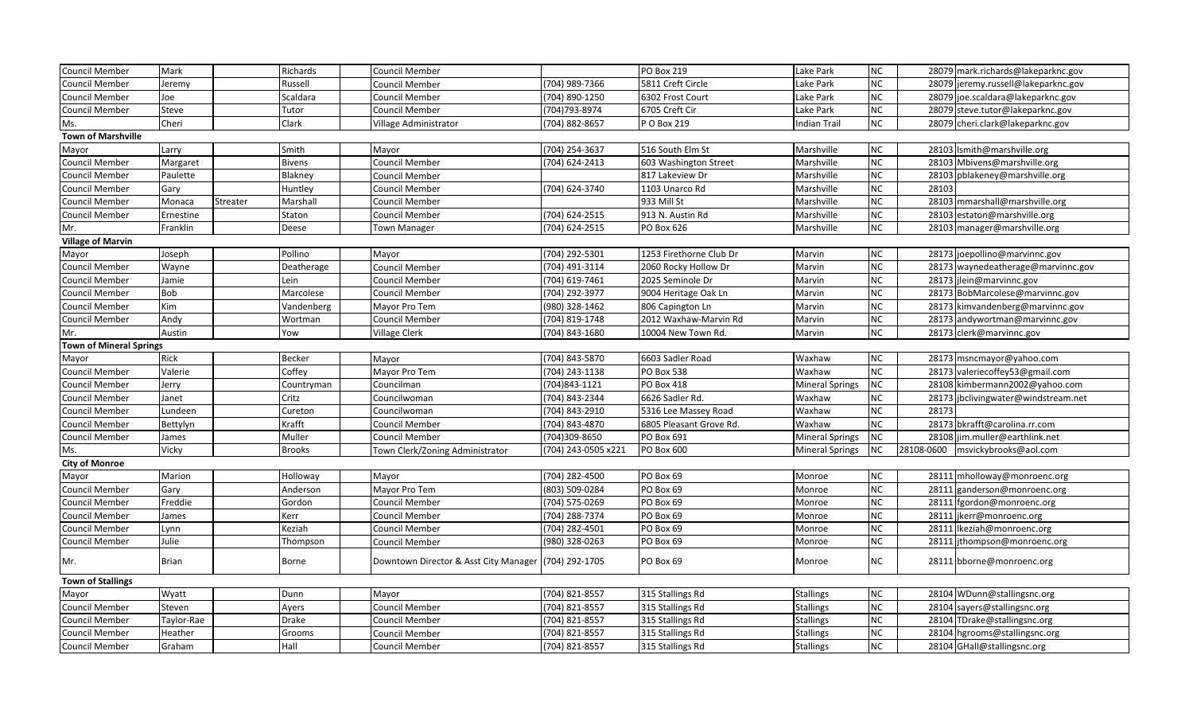| | | | | | | | | | | |
|---|---|---|---|---|---|---|---|---|---|---|
| Council Member | Mark | | Richards | Council Member | | PO Box 219 | Lake Park | NC | 28079 | mark.richards@lakeparknc.gov |
| Council Member | Jeremy | | Russell | Council Member | (704) 989-7366 | 5811 Creft Circle | Lake Park | NC | 28079 | jeremy.russell@lakeparknc.gov |
| Council Member | Joe | | Scaldara | Council Member | (704) 890-1250 | 6302 Frost Court | Lake Park | NC | 28079 | joe.scaldara@lakeparknc.gov |
| Council Member | Steve | | Tutor | Council Member | (704)793-8974 | 6705 Creft Cir | Lake Park | NC | 28079 | steve.tutor@lakeparknc.gov |
| Ms. | Cheri | | Clark | Village Administrator | (704) 882-8657 | P O Box 219 | Indian Trail | NC | 28079 | cheri.clark@lakeparknc.gov |
| **Town of Marshville** | | | | | | | | | | |
| Mayor | Larry | | Smith | Mayor | (704) 254-3637 | 516 South Elm St | Marshville | NC | 28103 | lsmith@marshville.org |
| Council Member | Margaret | | Bivens | Council Member | (704) 624-2413 | 603 Washington Street | Marshville | NC | 28103 | Mbivens@marshville.org |
| Council Member | Paulette | | Blakney | Council Member | | 817 Lakeview Dr | Marshville | NC | 28103 | pblakeney@marshville.org |
| Council Member | Gary | | Huntley | Council Member | (704) 624-3740 | 1103 Unarco Rd | Marshville | NC | 28103 | |
| Council Member | Monaca | Streater | Marshall | Council Member | | 933 Mill St | Marshville | NC | 28103 | mmarshall@marshville.org |
| Council Member | Ernestine | | Staton | Council Member | (704) 624-2515 | 913 N. Austin Rd | Marshville | NC | 28103 | estaton@marshville.org |
| Mr. | Franklin | | Deese | Town Manager | (704) 624-2515 | PO Box 626 | Marshville | NC | 28103 | manager@marshville.org |
| **Village of Marvin** | | | | | | | | | | |
| Mayor | Joseph | | Pollino | Mayor | (704) 292-5301 | 1253 Firethorne Club Dr | Marvin | NC | 28173 | joepollino@marvinnc.gov |
| Council Member | Wayne | | Deatherage | Council Member | (704) 491-3114 | 2060 Rocky Hollow Dr | Marvin | NC | 28173 | waynedeatherage@marvinnc.gov |
| Council Member | Jamie | | Lein | Council Member | (704) 619-7461 | 2025 Seminole Dr | Marvin | NC | 28173 | jlein@marvinnc.gov |
| Council Member | Bob | | Marcolese | Council Member | (704) 292-3977 | 9004 Heritage Oak Ln | Marvin | NC | 28173 | BobMarcolese@marvinnc.gov |
| Council Member | Kim | | Vandenberg | Mayor Pro Tem | (980) 328-1462 | 806 Capington Ln | Marvin | NC | 28173 | kimvandenberg@marvinnc.gov |
| Council Member | Andy | | Wortman | Council Member | (704) 819-1748 | 2012 Waxhaw-Marvin Rd | Marvin | NC | 28173 | andywortman@marvinnc.gov |
| Mr. | Austin | | Yow | Village Clerk | (704) 843-1680 | 10004 New Town Rd. | Marvin | NC | 28173 | clerk@marvinnc.gov |
| **Town of Mineral Springs** | | | | | | | | | | |
| Mayor | Rick | | Becker | Mayor | (704) 843-5870 | 6603 Sadler Road | Waxhaw | NC | 28173 | msncmayor@yahoo.com |
| Council Member | Valerie | | Coffey | Mayor Pro Tem | (704) 243-1138 | PO Box 538 | Waxhaw | NC | 28173 | valeriecoffey53@gmail.com |
| Council Member | Jerry | | Countryman | Councilman | (704)843-1121 | PO Box 418 | Mineral Springs | NC | 28108 | kimbermann2002@yahoo.com |
| Council Member | Janet | | Critz | Councilwoman | (704) 843-2344 | 6626 Sadler Rd. | Waxhaw | NC | 28173 | jbclivingwater@windstream.net |
| Council Member | Lundeen | | Cureton | Councilwoman | (704) 843-2910 | 5316 Lee Massey Road | Waxhaw | NC | 28173 | |
| Council Member | Bettylyn | | Krafft | Council Member | (704) 843-4870 | 6805 Pleasant Grove Rd. | Waxhaw | NC | 28173 | bkrafft@carolina.rr.com |
| Council Member | James | | Muller | Council Member | (704)309-8650 | PO Box 691 | Mineral Springs | NC | 28108 | jim.muller@earthlink.net |
| Ms. | Vicky | | Brooks | Town Clerk/Zoning Administrator | (704) 243-0505 x221 | PO Box 600 | Mineral Springs | NC | 28108-0600 | msvickybrooks@aol.com |
| **City of Monroe** | | | | | | | | | | |
| Mayor | Marion | | Holloway | Mayor | (704) 282-4500 | PO Box 69 | Monroe | NC | 28111 | mholloway@monroenc.org |
| Council Member | Gary | | Anderson | Mayor Pro Tem | (803) 509-0284 | PO Box 69 | Monroe | NC | 28111 | ganderson@monroenc.org |
| Council Member | Freddie | | Gordon | Council Member | (704) 575-0269 | PO Box 69 | Monroe | NC | 28111 | fgordon@monroenc.org |
| Council Member | James | | Kerr | Council Member | (704) 288-7374 | PO Box 69 | Monroe | NC | 28111 | jkerr@monroenc.org |
| Council Member | Lynn | | Keziah | Council Member | (704) 282-4501 | PO Box 69 | Monroe | NC | 28111 | lkeziah@monroenc.org |
| Council Member | Julie | | Thompson | Council Member | (980) 328-0263 | PO Box 69 | Monroe | NC | 28111 | jthompson@monroenc.org |
| Mr. | Brian | | Borne | Downtown Director & Asst City Manager | (704) 292-1705 | PO Box 69 | Monroe | NC | 28111 | bborne@monroenc.org |
| **Town of Stallings** | | | | | | | | | | |
| Mayor | Wyatt | | Dunn | Mayor | (704) 821-8557 | 315 Stallings Rd | Stallings | NC | 28104 | WDunn@stallingsnc.org |
| Council Member | Steven | | Ayers | Council Member | (704) 821-8557 | 315 Stallings Rd | Stallings | NC | 28104 | sayers@stallingsnc.org |
| Council Member | Taylor-Rae | | Drake | Council Member | (704) 821-8557 | 315 Stallings Rd | Stallings | NC | 28104 | TDrake@stallingsnc.org |
| Council Member | Heather | | Grooms | Council Member | (704) 821-8557 | 315 Stallings Rd | Stallings | NC | 28104 | hgrooms@stallingsnc.org |
| Council Member | Graham | | Hall | Council Member | (704) 821-8557 | 315 Stallings Rd | Stallings | NC | 28104 | GHall@stallingsnc.org |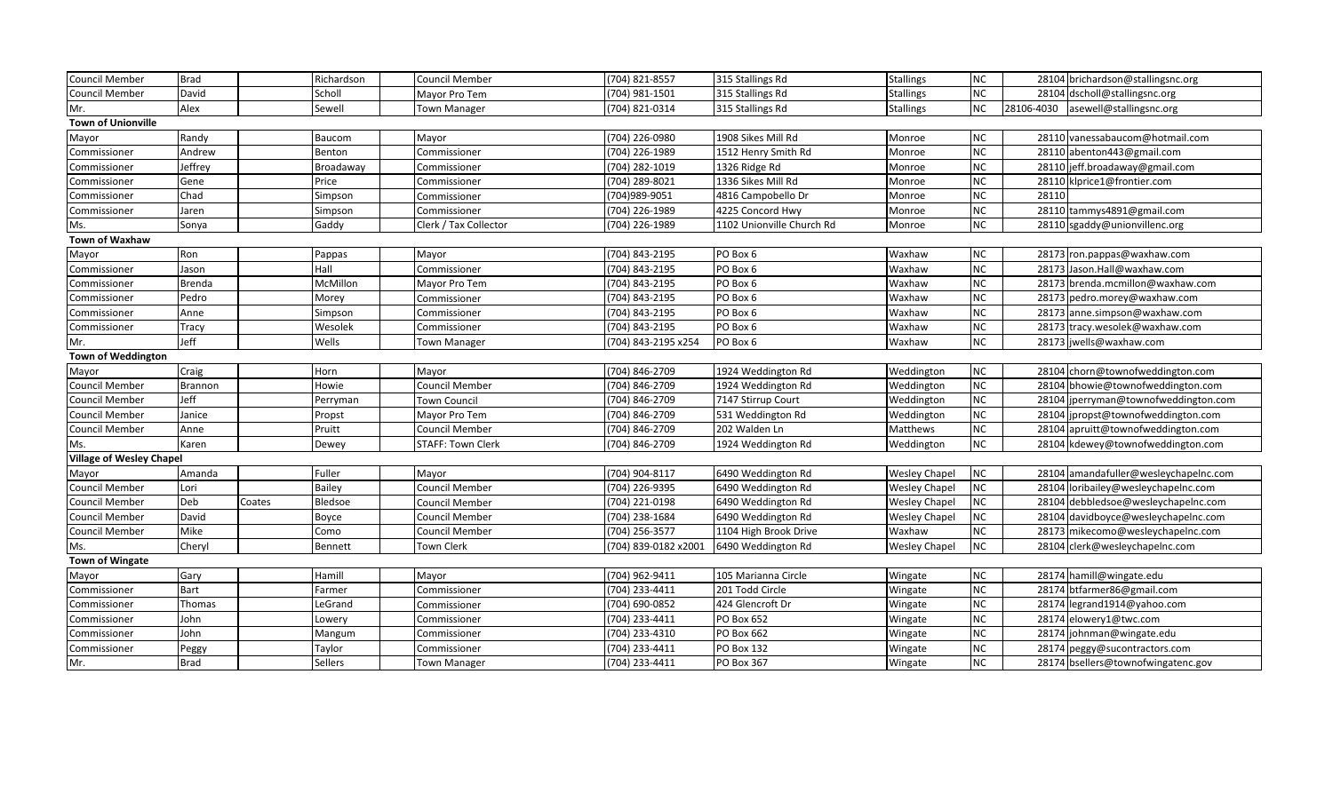| | | | | | | | | | | |
|---|---|---|---|---|---|---|---|---|---|---|
| Council Member | Brad | | Richardson | Council Member | (704) 821-8557 | 315 Stallings Rd | Stallings | NC | 28104 | brichardson@stallingsnc.org |
| Council Member | David | | Scholl | Mayor Pro Tem | (704) 981-1501 | 315 Stallings Rd | Stallings | NC | 28104 | dscholl@stallingsnc.org |
| Mr. | Alex | | Sewell | Town Manager | (704) 821-0314 | 315 Stallings Rd | Stallings | NC | 28106-4030 | asewell@stallingsnc.org |
| **Town of Unionville** | | | | | | | | | | |
| Mayor | Randy | | Baucom | Mayor | (704) 226-0980 | 1908 Sikes Mill Rd | Monroe | NC | 28110 | vanessabaucom@hotmail.com |
| Commissioner | Andrew | | Benton | Commissioner | (704) 226-1989 | 1512 Henry Smith Rd | Monroe | NC | 28110 | abenton443@gmail.com |
| Commissioner | Jeffrey | | Broadaway | Commissioner | (704) 282-1019 | 1326 Ridge Rd | Monroe | NC | 28110 | jeff.broadaway@gmail.com |
| Commissioner | Gene | | Price | Commissioner | (704) 289-8021 | 1336 Sikes Mill Rd | Monroe | NC | 28110 | klprice1@frontier.com |
| Commissioner | Chad | | Simpson | Commissioner | (704)989-9051 | 4816 Campobello Dr | Monroe | NC | 28110 | |
| Commissioner | Jaren | | Simpson | Commissioner | (704) 226-1989 | 4225 Concord Hwy | Monroe | NC | 28110 | tammys4891@gmail.com |
| Ms. | Sonya | | Gaddy | Clerk / Tax Collector | (704) 226-1989 | 1102 Unionville Church Rd | Monroe | NC | 28110 | sgaddy@unionvillenc.org |
| **Town of Waxhaw** | | | | | | | | | | |
| Mayor | Ron | | Pappas | Mayor | (704) 843-2195 | PO Box 6 | Waxhaw | NC | 28173 | ron.pappas@waxhaw.com |
| Commissioner | Jason | | Hall | Commissioner | (704) 843-2195 | PO Box 6 | Waxhaw | NC | 28173 | Jason.Hall@waxhaw.com |
| Commissioner | Brenda | | McMillon | Mayor Pro Tem | (704) 843-2195 | PO Box 6 | Waxhaw | NC | 28173 | brenda.mcmillon@waxhaw.com |
| Commissioner | Pedro | | Morey | Commissioner | (704) 843-2195 | PO Box 6 | Waxhaw | NC | 28173 | pedro.morey@waxhaw.com |
| Commissioner | Anne | | Simpson | Commissioner | (704) 843-2195 | PO Box 6 | Waxhaw | NC | 28173 | anne.simpson@waxhaw.com |
| Commissioner | Tracy | | Wesolek | Commissioner | (704) 843-2195 | PO Box 6 | Waxhaw | NC | 28173 | tracy.wesolek@waxhaw.com |
| Mr. | Jeff | | Wells | Town Manager | (704) 843-2195 x254 | PO Box 6 | Waxhaw | NC | 28173 | jwells@waxhaw.com |
| **Town of Weddington** | | | | | | | | | | |
| Mayor | Craig | | Horn | Mayor | (704) 846-2709 | 1924 Weddington Rd | Weddington | NC | 28104 | chorn@townofweddington.com |
| Council Member | Brannon | | Howie | Council Member | (704) 846-2709 | 1924 Weddington Rd | Weddington | NC | 28104 | bhowie@townofweddington.com |
| Council Member | Jeff | | Perryman | Town Council | (704) 846-2709 | 7147 Stirrup Court | Weddington | NC | 28104 | jperryman@townofweddington.com |
| Council Member | Janice | | Propst | Mayor Pro Tem | (704) 846-2709 | 531 Weddington Rd | Weddington | NC | 28104 | jpropst@townofweddington.com |
| Council Member | Anne | | Pruitt | Council Member | (704) 846-2709 | 202 Walden Ln | Matthews | NC | 28104 | apruitt@townofweddington.com |
| Ms. | Karen | | Dewey | STAFF: Town Clerk | (704) 846-2709 | 1924 Weddington Rd | Weddington | NC | 28104 | kdewey@townofweddington.com |
| **Village of Wesley Chapel** | | | | | | | | | | |
| Mayor | Amanda | | Fuller | Mayor | (704) 904-8117 | 6490 Weddington Rd | Wesley Chapel | NC | 28104 | amandafuller@wesleychapelnc.com |
| Council Member | Lori | | Bailey | Council Member | (704) 226-9395 | 6490 Weddington Rd | Wesley Chapel | NC | 28104 | loribailey@wesleychapelnc.com |
| Council Member | Deb | Coates | Bledsoe | Council Member | (704) 221-0198 | 6490 Weddington Rd | Wesley Chapel | NC | 28104 | debbledsoe@wesleychapelnc.com |
| Council Member | David | | Boyce | Council Member | (704) 238-1684 | 6490 Weddington Rd | Wesley Chapel | NC | 28104 | davidboyce@wesleychapelnc.com |
| Council Member | Mike | | Como | Council Member | (704) 256-3577 | 1104 High Brook Drive | Waxhaw | NC | 28173 | mikecomo@wesleychapelnc.com |
| Ms. | Cheryl | | Bennett | Town Clerk | (704) 839-0182 x2001 | 6490 Weddington Rd | Wesley Chapel | NC | 28104 | clerk@wesleychapelnc.com |
| **Town of Wingate** | | | | | | | | | | |
| Mayor | Gary | | Hamill | Mayor | (704) 962-9411 | 105 Marianna Circle | Wingate | NC | 28174 | hamill@wingate.edu |
| Commissioner | Bart | | Farmer | Commissioner | (704) 233-4411 | 201 Todd Circle | Wingate | NC | 28174 | btfarmer86@gmail.com |
| Commissioner | Thomas | | LeGrand | Commissioner | (704) 690-0852 | 424 Glencroft Dr | Wingate | NC | 28174 | legrand1914@yahoo.com |
| Commissioner | John | | Lowery | Commissioner | (704) 233-4411 | PO Box 652 | Wingate | NC | 28174 | elowery1@twc.com |
| Commissioner | John | | Mangum | Commissioner | (704) 233-4310 | PO Box 662 | Wingate | NC | 28174 | johnman@wingate.edu |
| Commissioner | Peggy | | Taylor | Commissioner | (704) 233-4411 | PO Box 132 | Wingate | NC | 28174 | peggy@sucontractors.com |
| Mr. | Brad | | Sellers | Town Manager | (704) 233-4411 | PO Box 367 | Wingate | NC | 28174 | bsellers@townofwingatenc.gov |